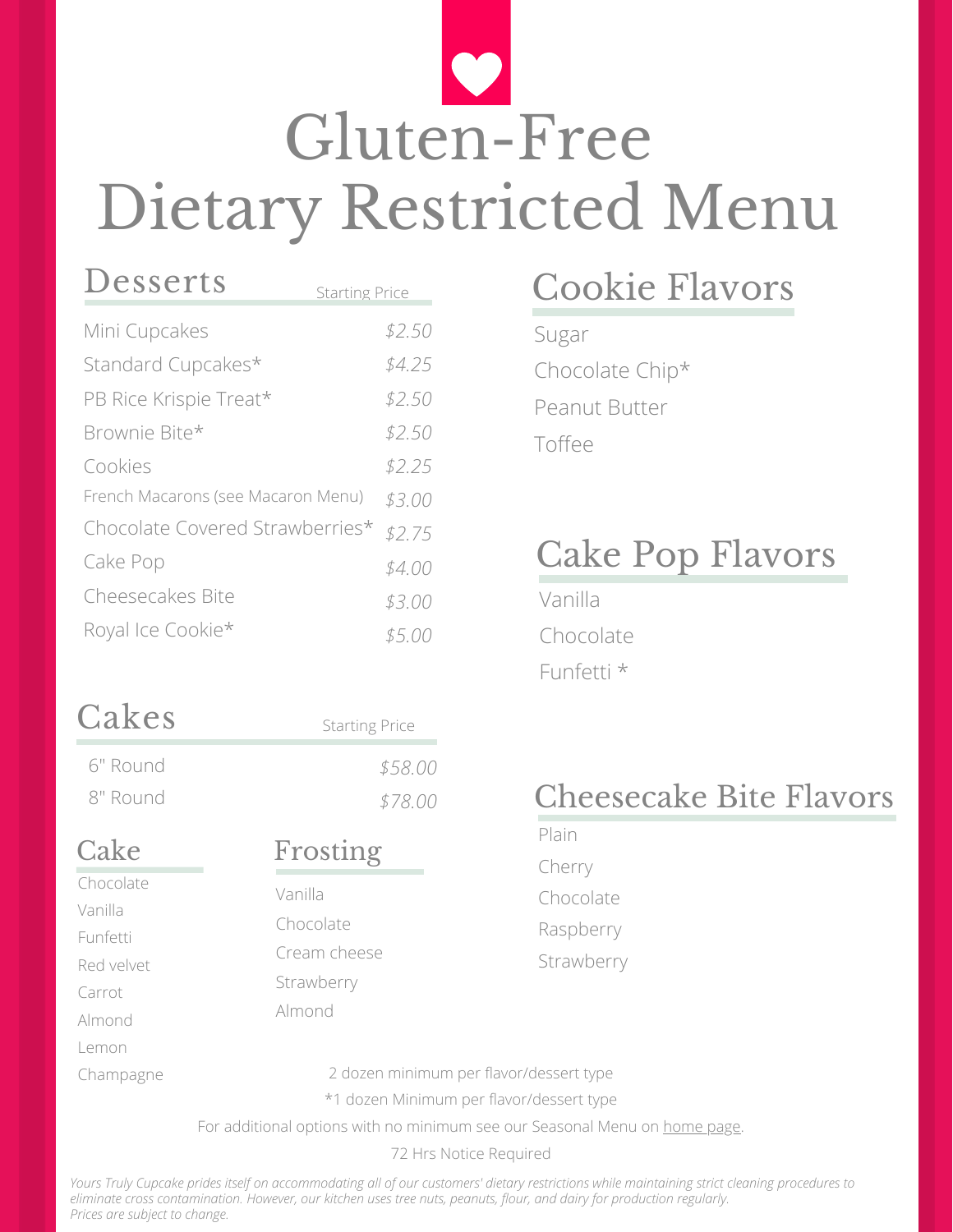# Gluten-Free Dietary Restricted Menu

## Desserts

| Desserts | Starting Price |
|---|---|
| Mini Cupcakes | $2.50 |
| Standard Cupcakes* | $4.25 |
| PB Rice Krispie Treat* | $2.50 |
| Brownie Bite* | $2.50 |
| Cookies | $2.25 |
| French Macarons (see Macaron Menu) | $3.00 |
| Chocolate Covered Strawberries* | $2.75 |
| Cake Pop | $4.00 |
| Cheesecakes Bite | $3.00 |
| Royal Ice Cookie* | $5.00 |

## Cakes

| Cakes | Starting Price |
|---|---|
| 6" Round | $58.00 |
| 8" Round | $78.00 |

### Cake

- Chocolate
- Vanilla
- Funfetti
- Red velvet
- Carrot
- Almond
- Lemon
- Champagne

### Frosting

- Vanilla
- Chocolate
- Cream cheese
- Strawberry
- Almond

## Cookie Flavors

- Sugar
- Chocolate Chip*
- Peanut Butter
- Toffee

## Cake Pop Flavors

- Vanilla
- Chocolate
- Funfetti *

## Cheesecake Bite Flavors

- Plain
- Cherry
- Chocolate
- Raspberry
- Strawberry

2 dozen minimum per flavor/dessert type

*1 dozen Minimum per flavor/dessert type

For additional options with no minimum see our Seasonal Menu on home page.

72 Hrs Notice Required

*Yours Truly Cupcake prides itself on accommodating all of our customers' dietary restrictions while maintaining strict cleaning procedures to eliminate cross contamination. However, our kitchen uses tree nuts, peanuts, flour, and dairy for production regularly.*
*Prices are subject to change.*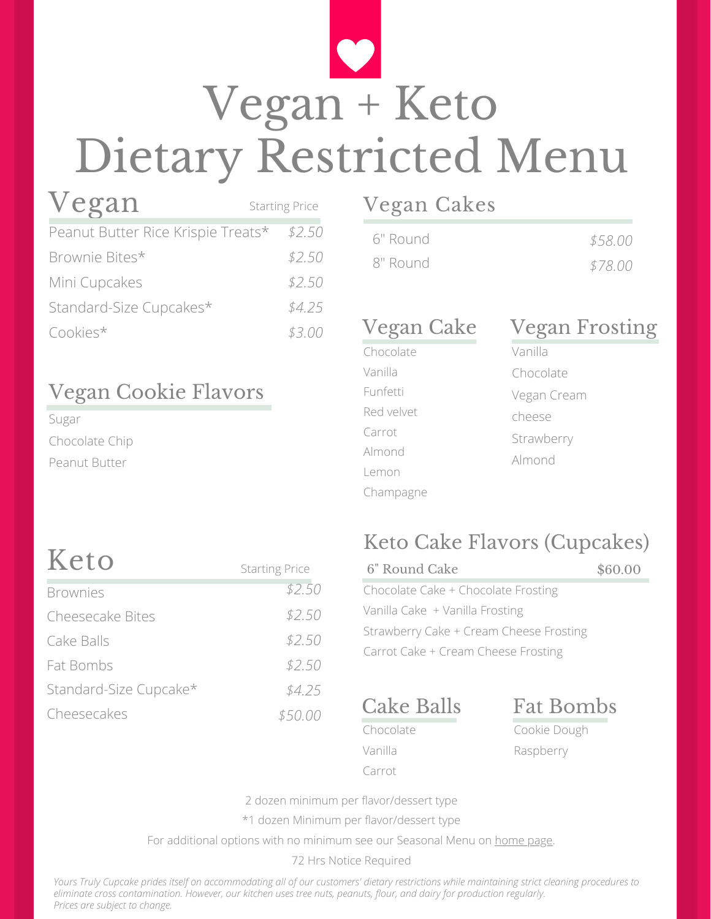# Vegan + Keto Dietary Restricted Menu

## Vegan

| Vegan | Starting Price |
| --- | --- |
| Peanut Butter Rice Krispie Treats* | $2.50 |
| Brownie Bites* | $2.50 |
| Mini Cupcakes | $2.50 |
| Standard-Size Cupcakes* | $4.25 |
| Cookies* | $3.00 |

## Vegan Cookie Flavors

Sugar
Chocolate Chip
Peanut Butter

## Vegan Cakes

| | |
| --- | --- |
| 6" Round | $58.00 |
| 8" Round | $78.00 |

## Vegan Cake

Chocolate
Vanilla
Funfetti
Red velvet
Carrot
Almond
Lemon
Champagne

## Vegan Frosting

Vanilla
Chocolate
Vegan Cream cheese
Strawberry
Almond

## Keto

| Keto | Starting Price |
| --- | --- |
| Brownies | $2.50 |
| Cheesecake Bites | $2.50 |
| Cake Balls | $2.50 |
| Fat Bombs | $2.50 |
| Standard-Size Cupcake* | $4.25 |
| Cheesecakes | $50.00 |

## Keto Cake Flavors (Cupcakes)

| 6" Round Cake | $60.00 |
| --- | --- |
| Chocolate Cake + Chocolate Frosting | |
| Vanilla Cake + Vanilla Frosting | |
| Strawberry Cake + Cream Cheese Frosting | |
| Carrot Cake + Cream Cheese Frosting | |

## Cake Balls

Chocolate
Vanilla
Carrot

## Fat Bombs

Cookie Dough
Raspberry

2 dozen minimum per flavor/dessert type

*1 dozen Minimum per flavor/dessert type

For additional options with no minimum see our Seasonal Menu on home page.

72 Hrs Notice Required

*Yours Truly Cupcake prides itself on accommodating all of our customers' dietary restrictions while maintaining strict cleaning procedures to eliminate cross contamination. However, our kitchen uses tree nuts, peanuts, flour, and dairy for production regularly.*
*Prices are subject to change.*